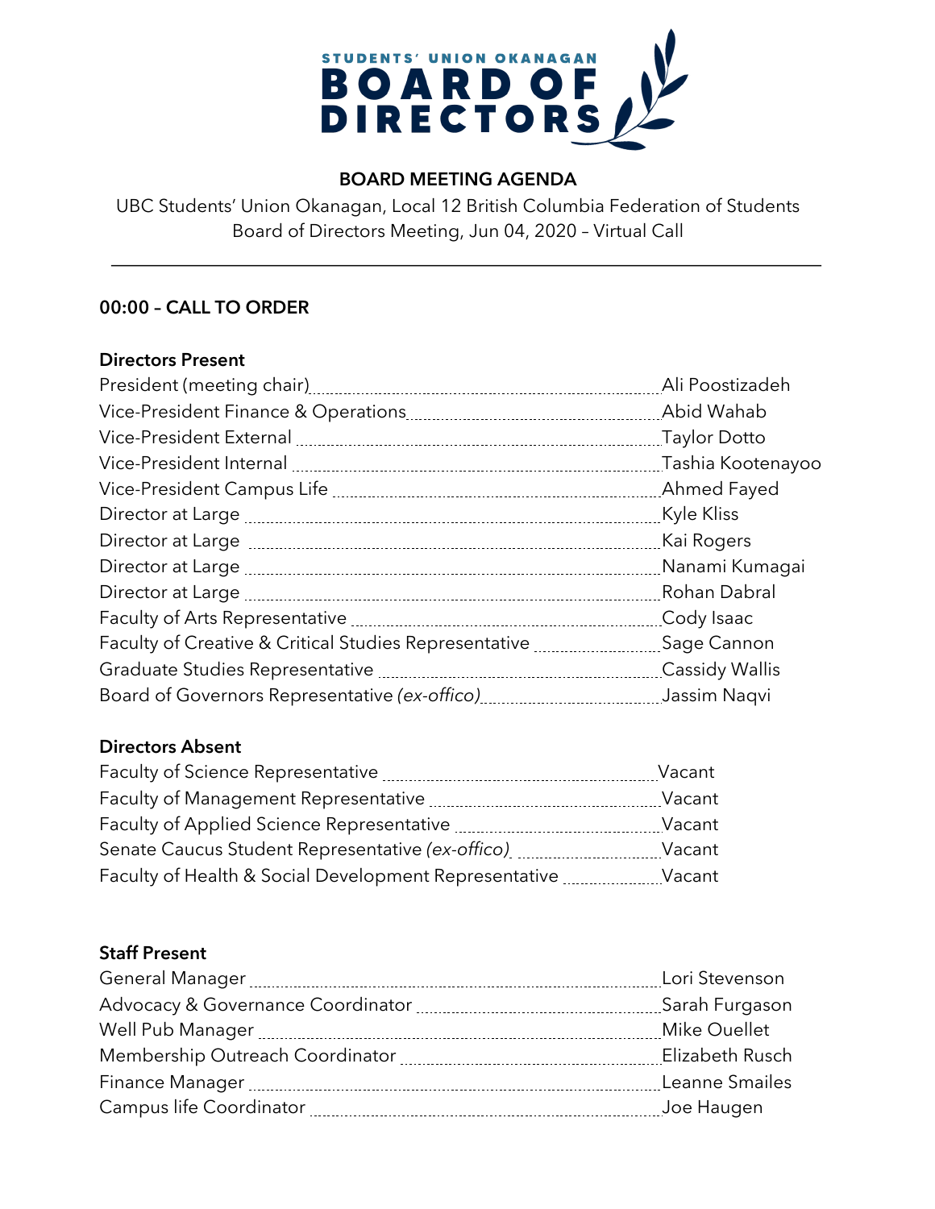STUDENTS' UNION OKANAGAN
# BOARD OF DIRECTORS

## BOARD MEETING AGENDA

UBC Students' Union Okanagan, Local 12 British Columbia Federation of Students
Board of Directors Meeting, Jun 04, 2020 – Virtual Call

---

### 00:00 – CALL TO ORDER

**Directors Present**

| Position | Name |
|---|---|
| President (meeting chair) | Ali Poostizadeh |
| Vice-President Finance & Operations | Abid Wahab |
| Vice-President External | Taylor Dotto |
| Vice-President Internal | Tashia Kootenayoo |
| Vice-President Campus Life | Ahmed Fayed |
| Director at Large | Kyle Kliss |
| Director at Large | Kai Rogers |
| Director at Large | Nanami Kumagai |
| Director at Large | Rohan Dabral |
| Faculty of Arts Representative | Cody Isaac |
| Faculty of Creative & Critical Studies Representative | Sage Cannon |
| Graduate Studies Representative | Cassidy Wallis |
| Board of Governors Representative *(ex-offico)* | Jassim Naqvi |

**Directors Absent**

| Position | Name |
|---|---|
| Faculty of Science Representative | Vacant |
| Faculty of Management Representative | Vacant |
| Faculty of Applied Science Representative | Vacant |
| Senate Caucus Student Representative *(ex-offico)* | Vacant |
| Faculty of Health & Social Development Representative | Vacant |

**Staff Present**

| Position | Name |
|---|---|
| General Manager | Lori Stevenson |
| Advocacy & Governance Coordinator | Sarah Furgason |
| Well Pub Manager | Mike Ouellet |
| Membership Outreach Coordinator | Elizabeth Rusch |
| Finance Manager | Leanne Smailes |
| Campus life Coordinator | Joe Haugen |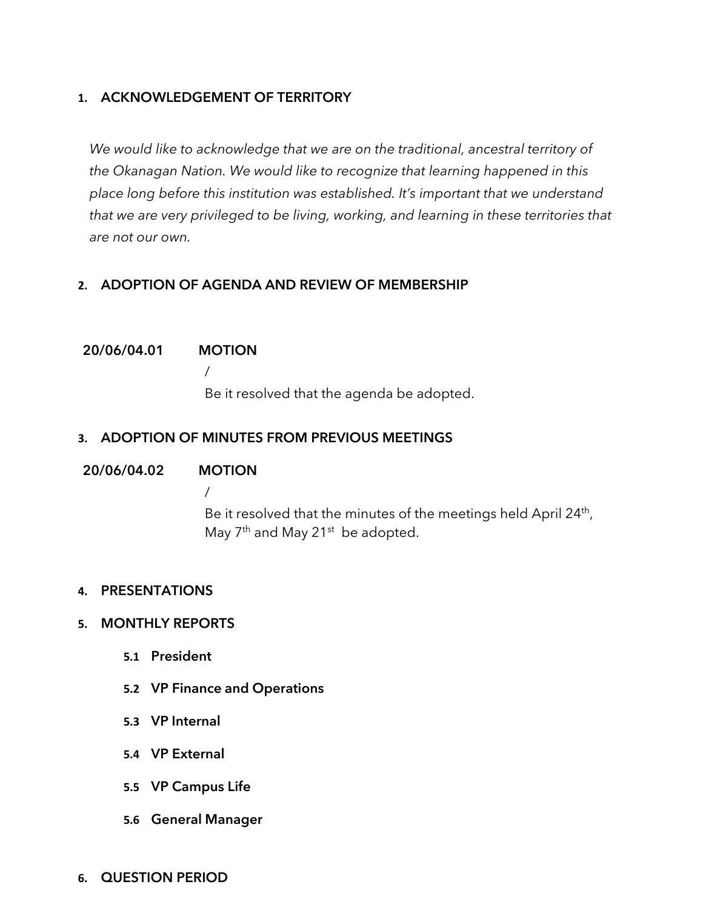## 1. ACKNOWLEDGEMENT OF TERRITORY

*We would like to acknowledge that we are on the traditional, ancestral territory of the Okanagan Nation. We would like to recognize that learning happened in this place long before this institution was established. It's important that we understand that we are very privileged to be living, working, and learning in these territories that are not our own.*

## 2. ADOPTION OF AGENDA AND REVIEW OF MEMBERSHIP

**20/06/04.01 MOTION**

/

Be it resolved that the agenda be adopted.

## 3. ADOPTION OF MINUTES FROM PREVIOUS MEETINGS

**20/06/04.02 MOTION**

/

Be it resolved that the minutes of the meetings held April 24th, May 7th and May 21st be adopted.

## 4. PRESENTATIONS

## 5. MONTHLY REPORTS

### 5.1 President

### 5.2 VP Finance and Operations

### 5.3 VP Internal

### 5.4 VP External

### 5.5 VP Campus Life

### 5.6 General Manager

## 6. QUESTION PERIOD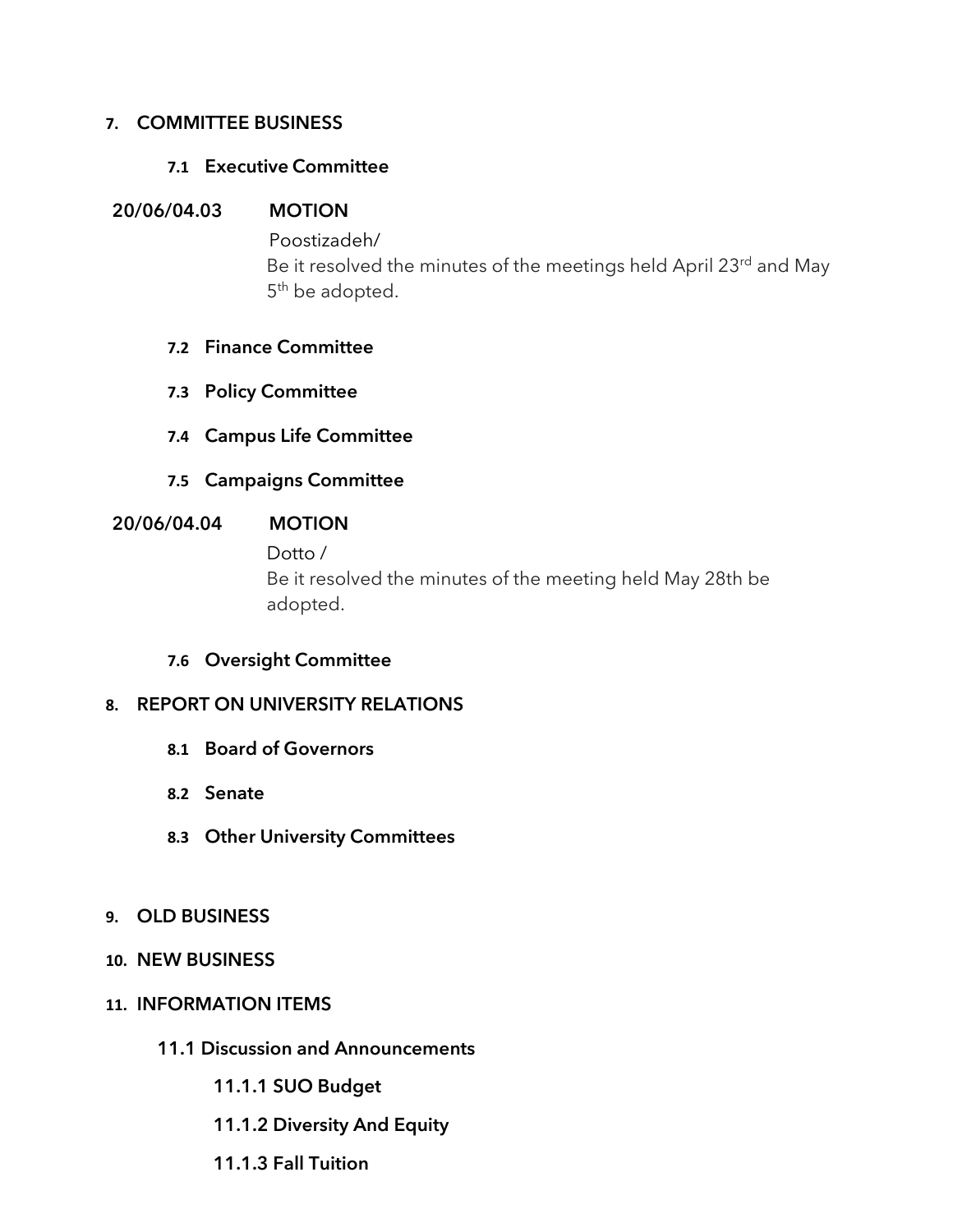**7. COMMITTEE BUSINESS**

**7.1 Executive Committee**

**20/06/04.03 MOTION**

Poostizadeh/

Be it resolved the minutes of the meetings held April 23rd and May 5th be adopted.

**7.2 Finance Committee**

**7.3 Policy Committee**

**7.4 Campus Life Committee**

**7.5 Campaigns Committee**

**20/06/04.04 MOTION**

Dotto /

Be it resolved the minutes of the meeting held May 28th be adopted.

**7.6 Oversight Committee**

**8. REPORT ON UNIVERSITY RELATIONS**

**8.1 Board of Governors**

**8.2 Senate**

**8.3 Other University Committees**

**9. OLD BUSINESS**

**10. NEW BUSINESS**

**11. INFORMATION ITEMS**

**11.1 Discussion and Announcements**

**11.1.1 SUO Budget**

**11.1.2 Diversity And Equity**

**11.1.3 Fall Tuition**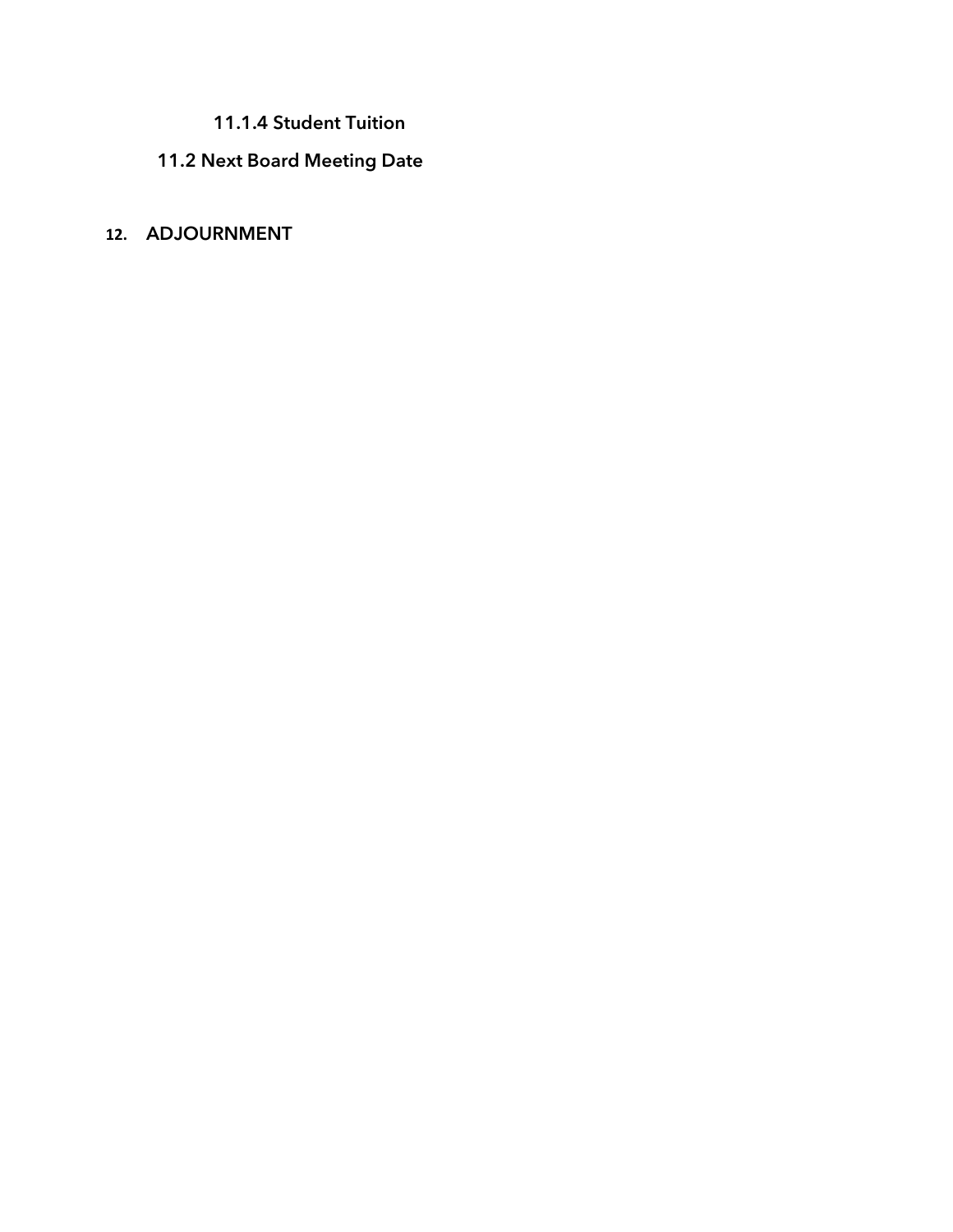#### 11.1.4 Student Tuition

### 11.2 Next Board Meeting Date

## 12. ADJOURNMENT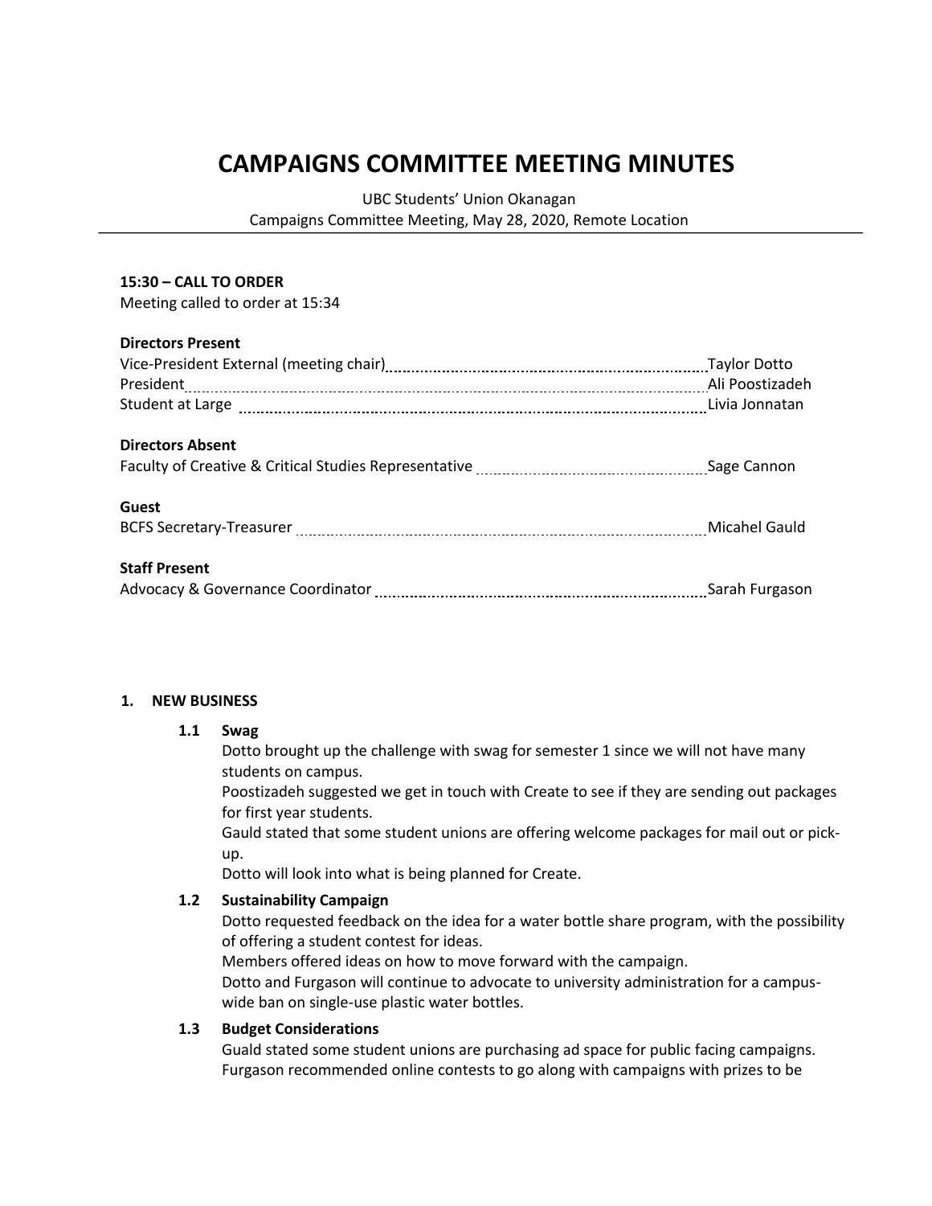# CAMPAIGNS COMMITTEE MEETING MINUTES

UBC Students' Union Okanagan
Campaigns Committee Meeting, May 28, 2020, Remote Location

**15:30 – CALL TO ORDER**
Meeting called to order at 15:34

**Directors Present**

| | |
|---|---|
| Vice-President External (meeting chair) | Taylor Dotto |
| President | Ali Poostizadeh |
| Student at Large | Livia Jonnatan |

**Directors Absent**

| | |
|---|---|
| Faculty of Creative & Critical Studies Representative | Sage Cannon |

**Guest**

| | |
|---|---|
| BCFS Secretary-Treasurer | Micahel Gauld |

**Staff Present**

| | |
|---|---|
| Advocacy & Governance Coordinator | Sarah Furgason |

## 1. NEW BUSINESS

### 1.1 Swag

Dotto brought up the challenge with swag for semester 1 since we will not have many students on campus.

Poostizadeh suggested we get in touch with Create to see if they are sending out packages for first year students.

Gauld stated that some student unions are offering welcome packages for mail out or pick-up.

Dotto will look into what is being planned for Create.

### 1.2 Sustainability Campaign

Dotto requested feedback on the idea for a water bottle share program, with the possibility of offering a student contest for ideas.

Members offered ideas on how to move forward with the campaign.

Dotto and Furgason will continue to advocate to university administration for a campus-wide ban on single-use plastic water bottles.

### 1.3 Budget Considerations

Guald stated some student unions are purchasing ad space for public facing campaigns.

Furgason recommended online contests to go along with campaigns with prizes to be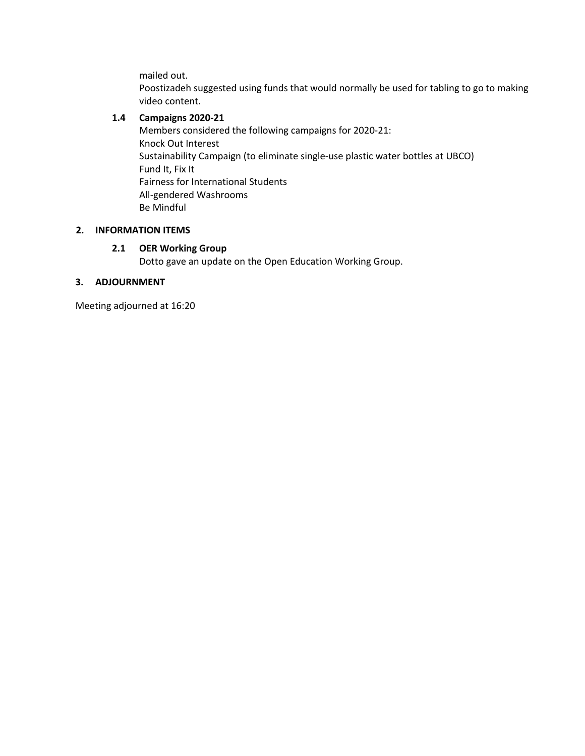mailed out.

Poostizadeh suggested using funds that would normally be used for tabling to go to making video content.

### 1.4 Campaigns 2020-21

Members considered the following campaigns for 2020-21:

Knock Out Interest

Sustainability Campaign (to eliminate single-use plastic water bottles at UBCO)

Fund It, Fix It

Fairness for International Students

All-gendered Washrooms

Be Mindful

## 2. INFORMATION ITEMS

### 2.1 OER Working Group

Dotto gave an update on the Open Education Working Group.

## 3. ADJOURNMENT

Meeting adjourned at 16:20